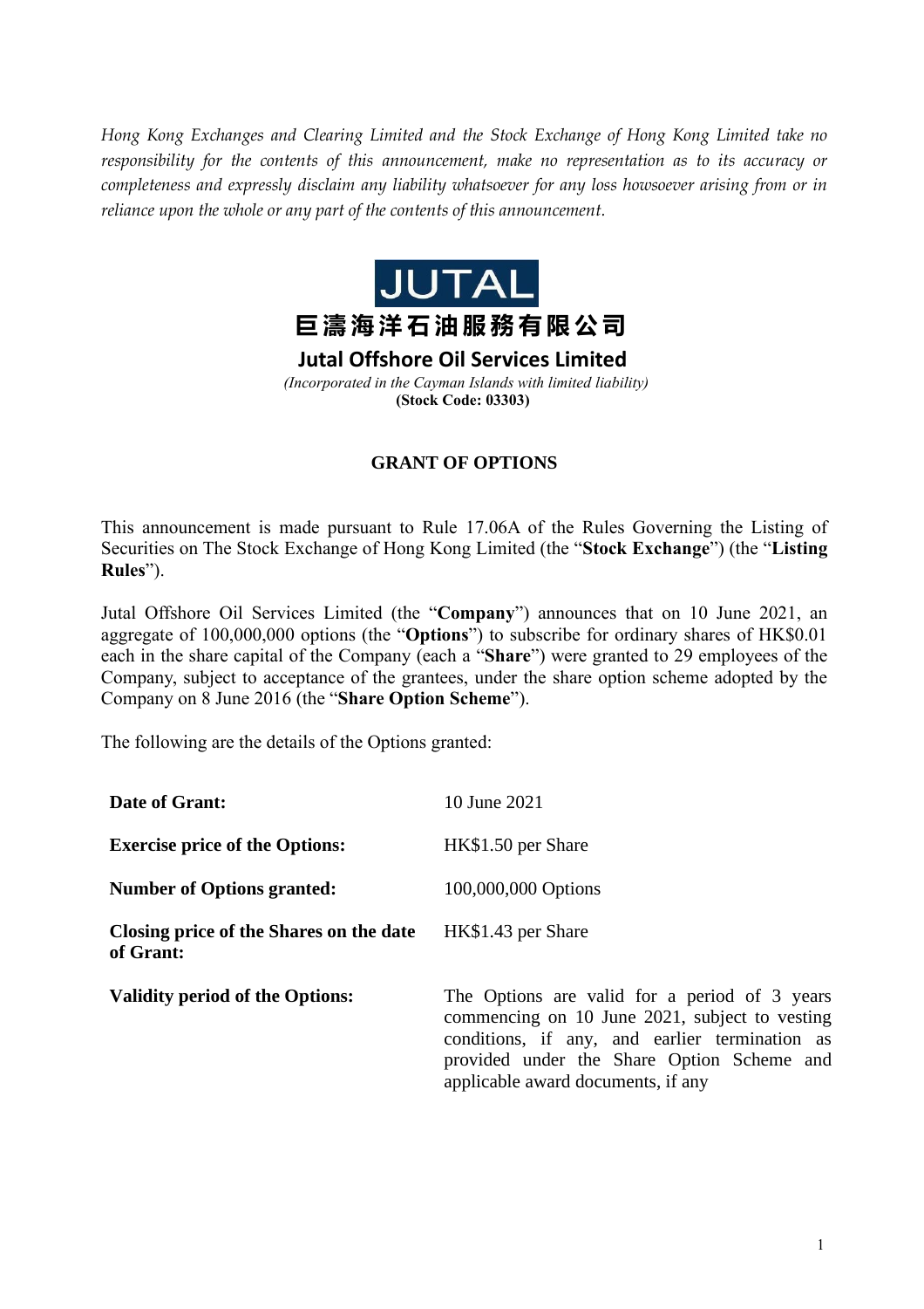*Hong Kong Exchanges and Clearing Limited and the Stock Exchange of Hong Kong Limited take no responsibility for the contents of this announcement, make no representation as to its accuracy or completeness and expressly disclaim any liability whatsoever for any loss howsoever arising from or in reliance upon the whole or any part of the contents of this announcement.*

JUTAL

巨濤海洋石油服務有限公司

**Jutal Offshore Oil Services Limited**

*(Incorporated in the Cayman Islands with limited liability)*

**(Stock Code: 03303)**

## GRANT OF OPTIONS

This announcement is made pursuant to Rule 17.06A of the Rules Governing the Listing of Securities on The Stock Exchange of Hong Kong Limited (the "**Stock Exchange**") (the "**Listing Rules**").

Jutal Offshore Oil Services Limited (the "**Company**") announces that on 10 June 2021, an aggregate of 100,000,000 options (the "**Options**") to subscribe for ordinary shares of HK$0.01 each in the share capital of the Company (each a "**Share**") were granted to 29 employees of the Company, subject to acceptance of the grantees, under the share option scheme adopted by the Company on 8 June 2016 (the "**Share Option Scheme**").

The following are the details of the Options granted:

| | |
|---|---|
| **Date of Grant:** | 10 June 2021 |
| **Exercise price of the Options:** | HK$1.50 per Share |
| **Number of Options granted:** | 100,000,000 Options |
| **Closing price of the Shares on the date of Grant:** | HK$1.43 per Share |
| **Validity period of the Options:** | The Options are valid for a period of 3 years commencing on 10 June 2021, subject to vesting conditions, if any, and earlier termination as provided under the Share Option Scheme and applicable award documents, if any |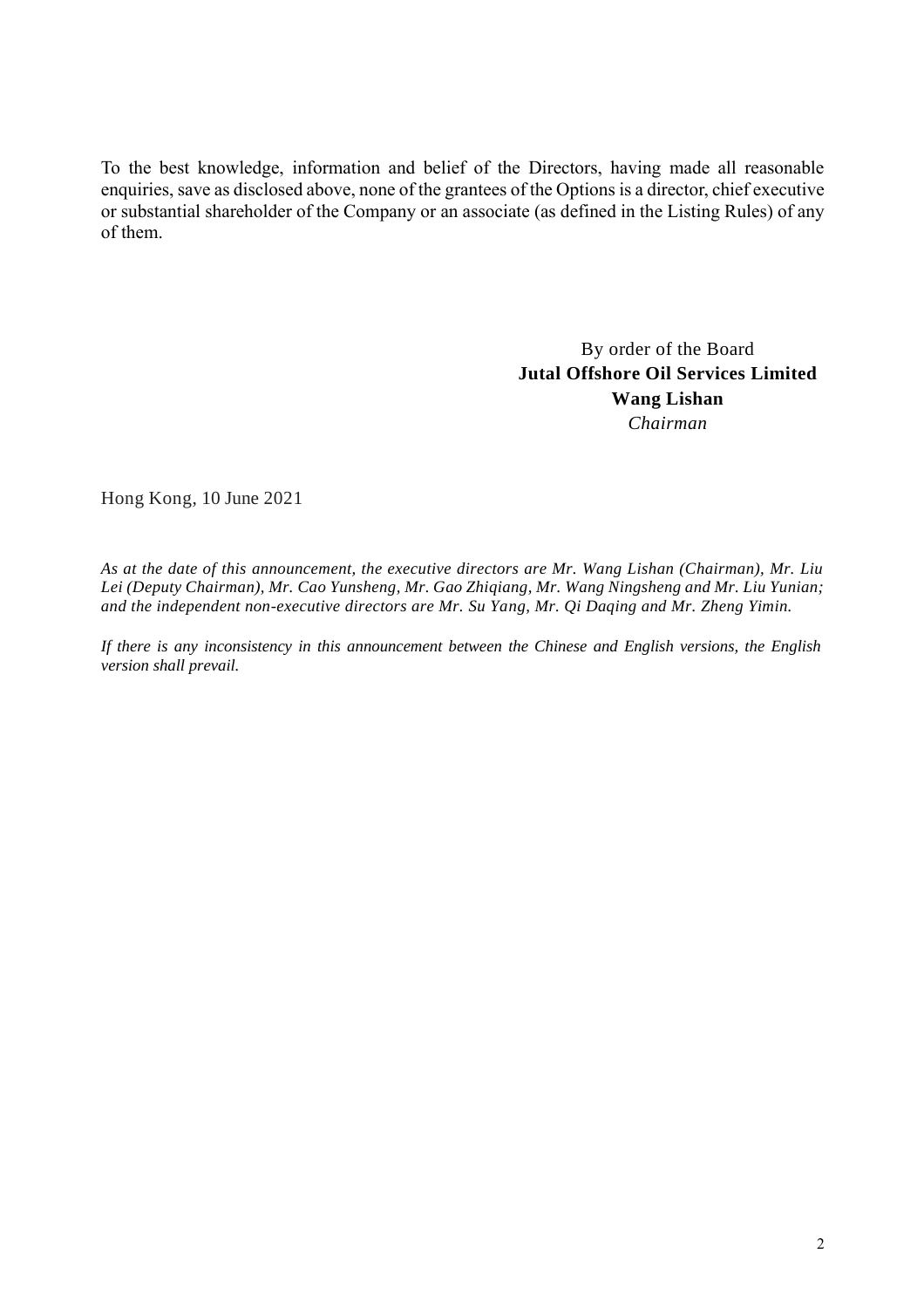To the best knowledge, information and belief of the Directors, having made all reasonable enquiries, save as disclosed above, none of the grantees of the Options is a director, chief executive or substantial shareholder of the Company or an associate (as defined in the Listing Rules) of any of them.

By order of the Board
**Jutal Offshore Oil Services Limited**
**Wang Lishan**
*Chairman*

Hong Kong, 10 June 2021

*As at the date of this announcement, the executive directors are Mr. Wang Lishan (Chairman), Mr. Liu Lei (Deputy Chairman), Mr. Cao Yunsheng, Mr. Gao Zhiqiang, Mr. Wang Ningsheng and Mr. Liu Yunian; and the independent non-executive directors are Mr. Su Yang, Mr. Qi Daqing and Mr. Zheng Yimin.*

*If there is any inconsistency in this announcement between the Chinese and English versions, the English version shall prevail.*